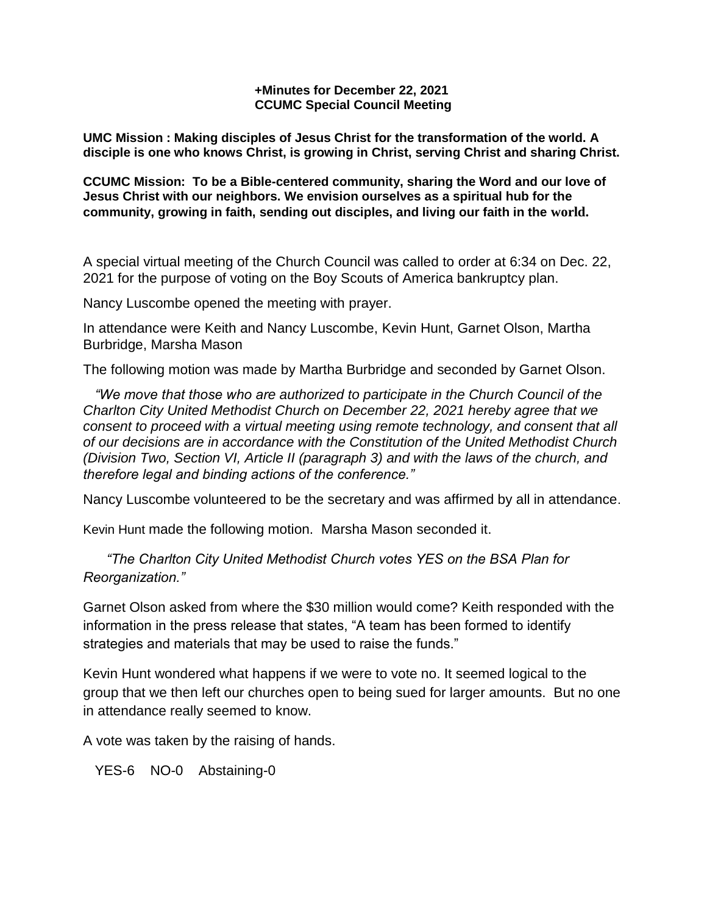**+Minutes for December 22, 2021**
**CCUMC Special Council Meeting**

**UMC Mission : Making disciples of Jesus Christ for the transformation of the world. A disciple is one who knows Christ, is growing in Christ, serving Christ and sharing Christ.**

**CCUMC Mission: To be a Bible-centered community, sharing the Word and our love of Jesus Christ with our neighbors. We envision ourselves as a spiritual hub for the community, growing in faith, sending out disciples, and living our faith in the world.**

A special virtual meeting of the Church Council was called to order at 6:34 on Dec. 22, 2021 for the purpose of voting on the Boy Scouts of America bankruptcy plan.

Nancy Luscombe opened the meeting with prayer.

In attendance were Keith and Nancy Luscombe, Kevin Hunt, Garnet Olson, Martha Burbridge, Marsha Mason

The following motion was made by Martha Burbridge and seconded by Garnet Olson.

*"We move that those who are authorized to participate in the Church Council of the Charlton City United Methodist Church on December 22, 2021 hereby agree that we consent to proceed with a virtual meeting using remote technology, and consent that all of our decisions are in accordance with the Constitution of the United Methodist Church (Division Two, Section VI, Article II (paragraph 3) and with the laws of the church, and therefore legal and binding actions of the conference."*

Nancy Luscombe volunteered to be the secretary and was affirmed by all in attendance.

Kevin Hunt made the following motion. Marsha Mason seconded it.

*"The Charlton City United Methodist Church votes YES on the BSA Plan for Reorganization."*

Garnet Olson asked from where the $30 million would come? Keith responded with the information in the press release that states, "A team has been formed to identify strategies and materials that may be used to raise the funds."

Kevin Hunt wondered what happens if we were to vote no. It seemed logical to the group that we then left our churches open to being sued for larger amounts. But no one in attendance really seemed to know.

A vote was taken by the raising of hands.

YES-6 NO-0 Abstaining-0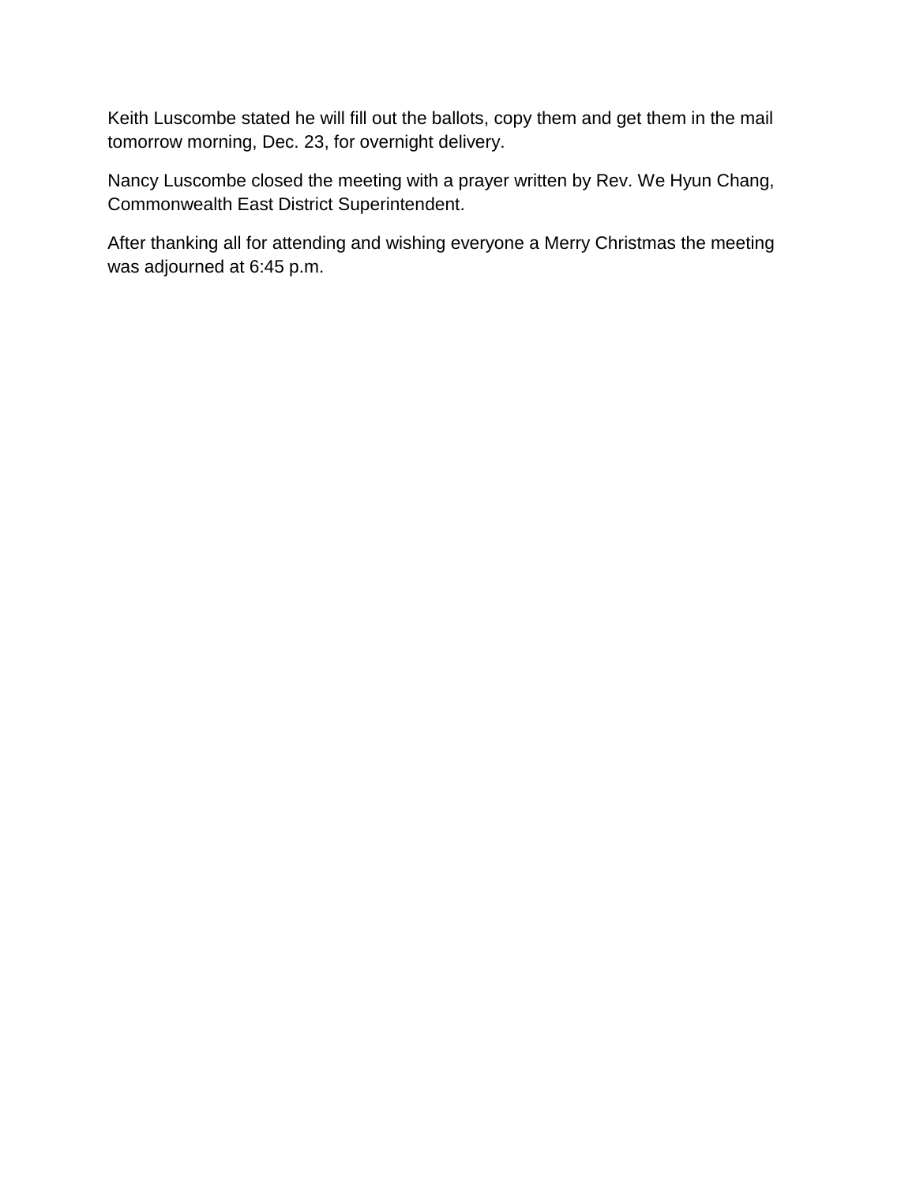Keith Luscombe stated he will fill out the ballots, copy them and get them in the mail tomorrow morning, Dec. 23, for overnight delivery.

Nancy Luscombe closed the meeting with a prayer written by Rev. We Hyun Chang, Commonwealth East District Superintendent.

After thanking all for attending and wishing everyone a Merry Christmas the meeting was adjourned at 6:45 p.m.